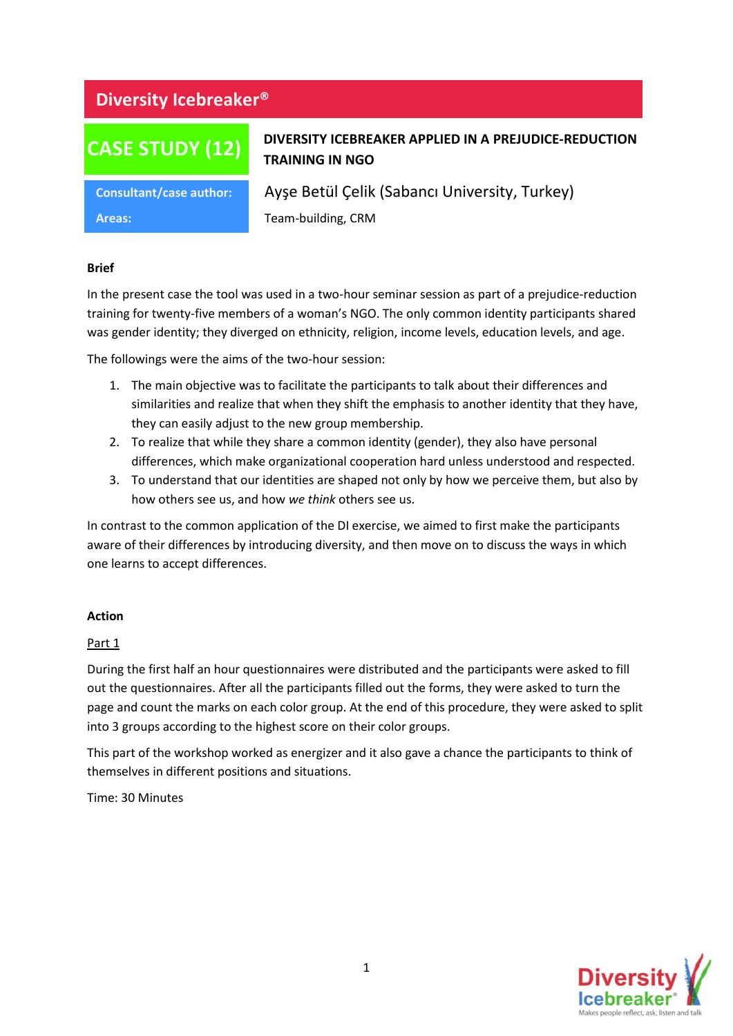# Diversity Icebreaker®

## CASE STUDY (12)

**DIVERSITY ICEBREAKER APPLIED IN A PREJUDICE-REDUCTION TRAINING IN NGO**

| | |
|---|---|
| **Consultant/case author:** | Ayşe Betül Çelik (Sabancı University, Turkey) |
| **Areas:** | Team-building, CRM |

**Brief**

In the present case the tool was used in a two-hour seminar session as part of a prejudice-reduction training for twenty-five members of a woman's NGO. The only common identity participants shared was gender identity; they diverged on ethnicity, religion, income levels, education levels, and age.

The followings were the aims of the two-hour session:

1. The main objective was to facilitate the participants to talk about their differences and similarities and realize that when they shift the emphasis to another identity that they have, they can easily adjust to the new group membership.
2. To realize that while they share a common identity (gender), they also have personal differences, which make organizational cooperation hard unless understood and respected.
3. To understand that our identities are shaped not only by how we perceive them, but also by how others see us, and how *we think* others see us.

In contrast to the common application of the DI exercise, we aimed to first make the participants aware of their differences by introducing diversity, and then move on to discuss the ways in which one learns to accept differences.

**Action**

Part 1

During the first half an hour questionnaires were distributed and the participants were asked to fill out the questionnaires. After all the participants filled out the forms, they were asked to turn the page and count the marks on each color group. At the end of this procedure, they were asked to split into 3 groups according to the highest score on their color groups.

This part of the workshop worked as energizer and it also gave a chance the participants to think of themselves in different positions and situations.

Time: 30 Minutes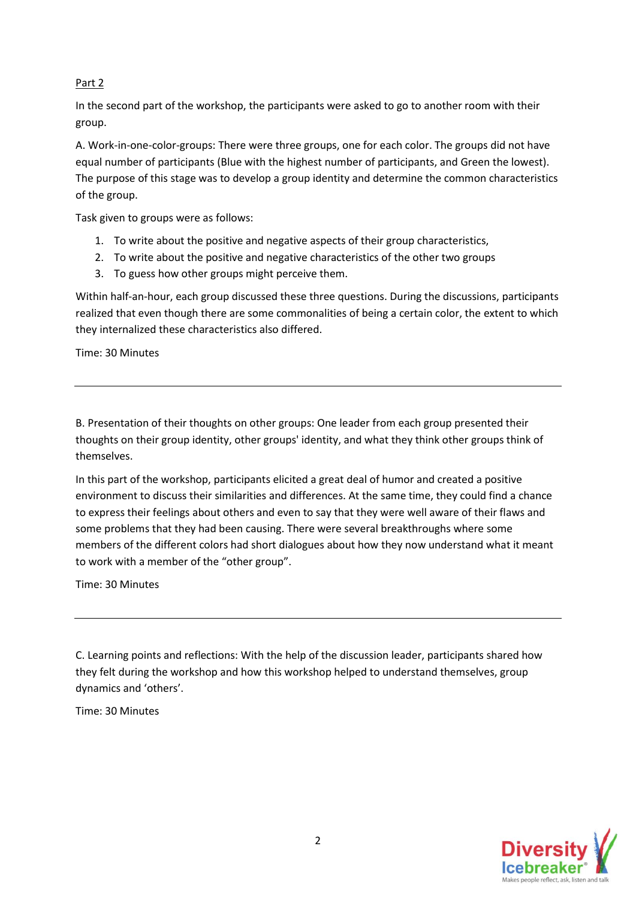Part 2

In the second part of the workshop, the participants were asked to go to another room with their group.

A. Work-in-one-color-groups: There were three groups, one for each color. The groups did not have equal number of participants (Blue with the highest number of participants, and Green the lowest). The purpose of this stage was to develop a group identity and determine the common characteristics of the group.

Task given to groups were as follows:

1. To write about the positive and negative aspects of their group characteristics,
2. To write about the positive and negative characteristics of the other two groups
3. To guess how other groups might perceive them.

Within half-an-hour, each group discussed these three questions. During the discussions, participants realized that even though there are some commonalities of being a certain color, the extent to which they internalized these characteristics also differed.

Time: 30 Minutes

---

B. Presentation of their thoughts on other groups: One leader from each group presented their thoughts on their group identity, other groups' identity, and what they think other groups think of themselves.

In this part of the workshop, participants elicited a great deal of humor and created a positive environment to discuss their similarities and differences. At the same time, they could find a chance to express their feelings about others and even to say that they were well aware of their flaws and some problems that they had been causing. There were several breakthroughs where some members of the different colors had short dialogues about how they now understand what it meant to work with a member of the "other group".

Time: 30 Minutes

---

C. Learning points and reflections: With the help of the discussion leader, participants shared how they felt during the workshop and how this workshop helped to understand themselves, group dynamics and 'others'.

Time: 30 Minutes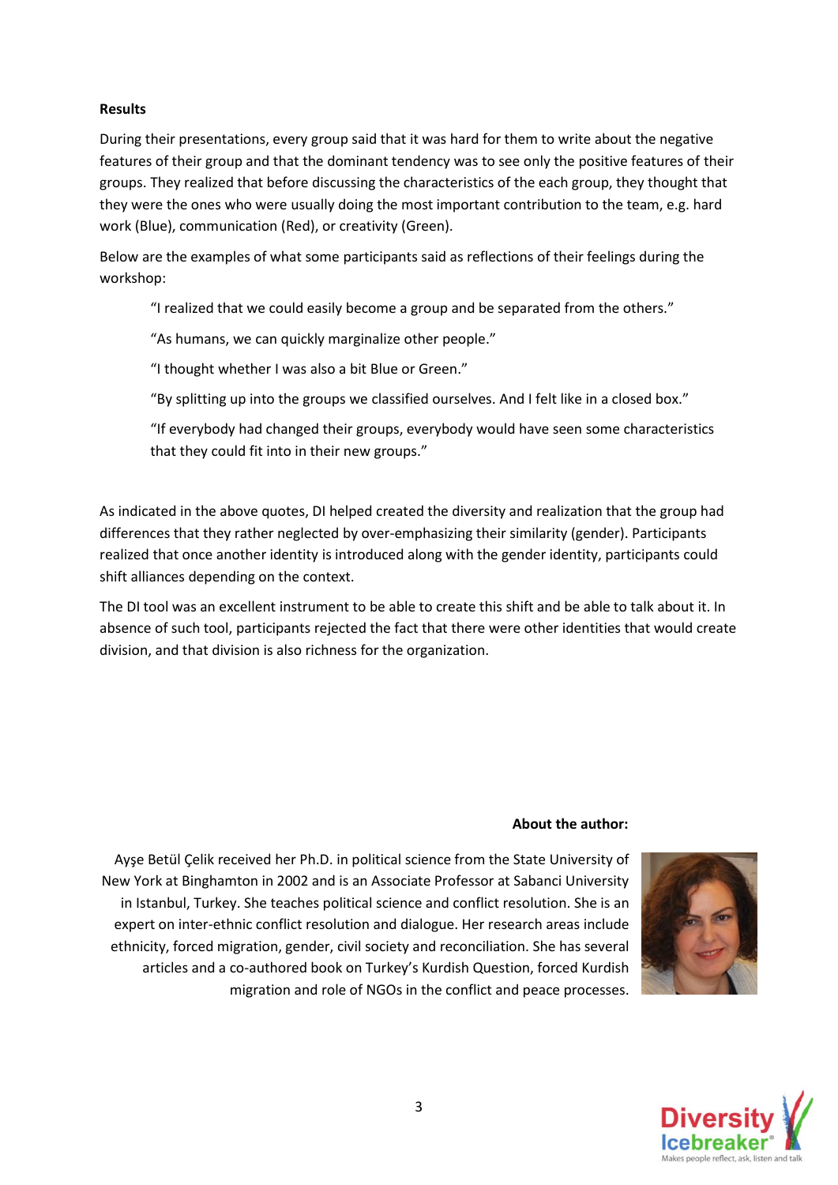**Results**

During their presentations, every group said that it was hard for them to write about the negative features of their group and that the dominant tendency was to see only the positive features of their groups. They realized that before discussing the characteristics of the each group, they thought that they were the ones who were usually doing the most important contribution to the team, e.g. hard work (Blue), communication (Red), or creativity (Green).

Below are the examples of what some participants said as reflections of their feelings during the workshop:

> "I realized that we could easily become a group and be separated from the others."
>
> "As humans, we can quickly marginalize other people."
>
> "I thought whether I was also a bit Blue or Green."
>
> "By splitting up into the groups we classified ourselves. And I felt like in a closed box."
>
> "If everybody had changed their groups, everybody would have seen some characteristics that they could fit into in their new groups."

As indicated in the above quotes, DI helped created the diversity and realization that the group had differences that they rather neglected by over-emphasizing their similarity (gender). Participants realized that once another identity is introduced along with the gender identity, participants could shift alliances depending on the context.

The DI tool was an excellent instrument to be able to create this shift and be able to talk about it. In absence of such tool, participants rejected the fact that there were other identities that would create division, and that division is also richness for the organization.

**About the author:**

Ayşe Betül Çelik received her Ph.D. in political science from the State University of New York at Binghamton in 2002 and is an Associate Professor at Sabanci University in Istanbul, Turkey. She teaches political science and conflict resolution. She is an expert on inter-ethnic conflict resolution and dialogue. Her research areas include ethnicity, forced migration, gender, civil society and reconciliation. She has several articles and a co-authored book on Turkey's Kurdish Question, forced Kurdish migration and role of NGOs in the conflict and peace processes.